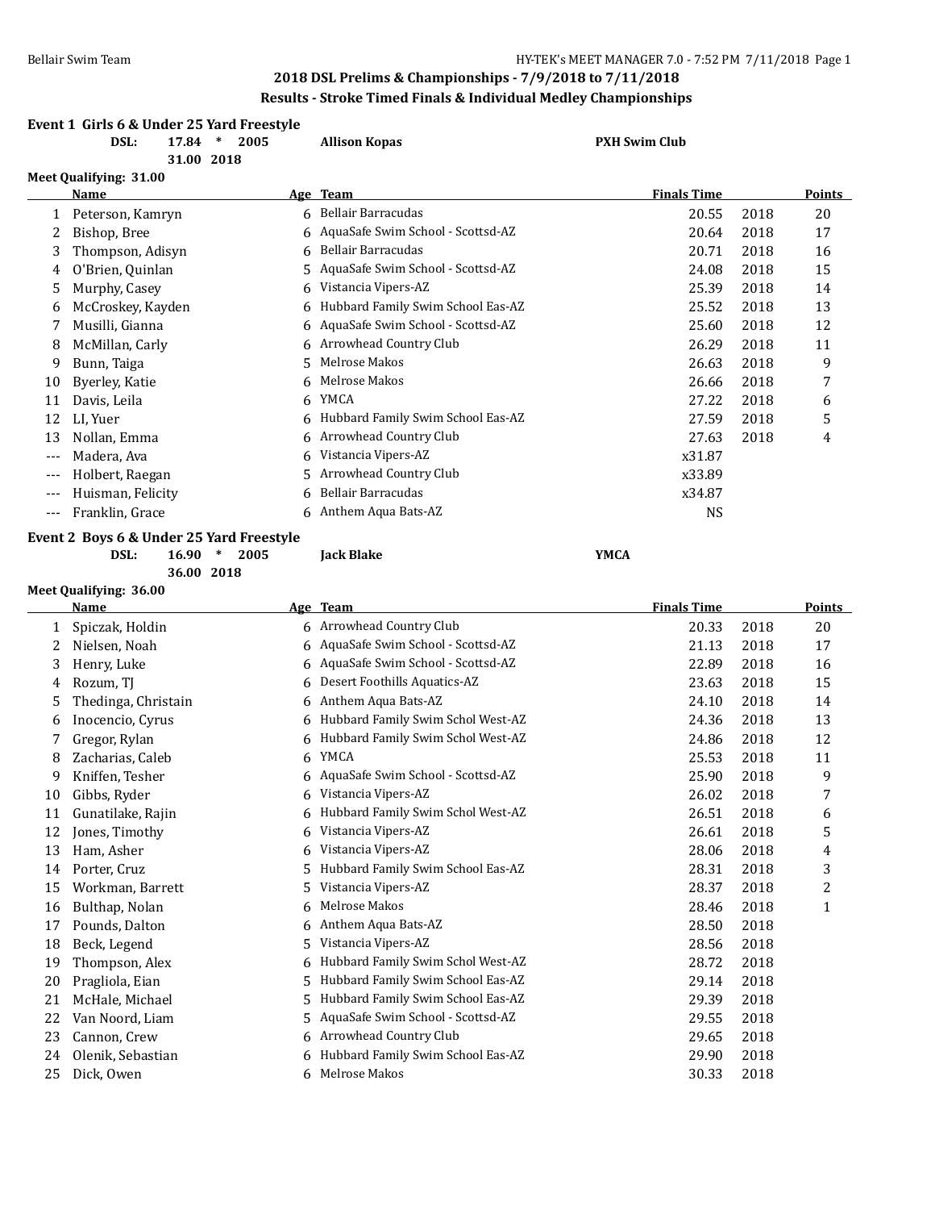## 2018 DSL Prelims & Championships - 7/9/2018 to 7/11/2018

### Results - Stroke Timed Finals & Individual Medley Championships

**Event 1 Girls 6 & Under 25 Yard Freestyle**

**DSL: 17.84 * 2005 Allison Kopas PXH Swim Club**

**31.00 2018**

**Meet Qualifying: 31.00**

| | Name | Age | Team | Finals Time | | Points |
|---|---|---|---|---|---|---|
| 1 | Peterson, Kamryn | 6 | Bellair Barracudas | 20.55 | 2018 | 20 |
| 2 | Bishop, Bree | 6 | AquaSafe Swim School - Scottsd-AZ | 20.64 | 2018 | 17 |
| 3 | Thompson, Adisyn | 6 | Bellair Barracudas | 20.71 | 2018 | 16 |
| 4 | O'Brien, Quinlan | 5 | AquaSafe Swim School - Scottsd-AZ | 24.08 | 2018 | 15 |
| 5 | Murphy, Casey | 6 | Vistancia Vipers-AZ | 25.39 | 2018 | 14 |
| 6 | McCroskey, Kayden | 6 | Hubbard Family Swim School Eas-AZ | 25.52 | 2018 | 13 |
| 7 | Musilli, Gianna | 6 | AquaSafe Swim School - Scottsd-AZ | 25.60 | 2018 | 12 |
| 8 | McMillan, Carly | 6 | Arrowhead Country Club | 26.29 | 2018 | 11 |
| 9 | Bunn, Taiga | 5 | Melrose Makos | 26.63 | 2018 | 9 |
| 10 | Byerley, Katie | 6 | Melrose Makos | 26.66 | 2018 | 7 |
| 11 | Davis, Leila | 6 | YMCA | 27.22 | 2018 | 6 |
| 12 | LI, Yuer | 6 | Hubbard Family Swim School Eas-AZ | 27.59 | 2018 | 5 |
| 13 | Nollan, Emma | 6 | Arrowhead Country Club | 27.63 | 2018 | 4 |
| --- | Madera, Ava | 6 | Vistancia Vipers-AZ | x31.87 | | |
| --- | Holbert, Raegan | 5 | Arrowhead Country Club | x33.89 | | |
| --- | Huisman, Felicity | 6 | Bellair Barracudas | x34.87 | | |
| --- | Franklin, Grace | 6 | Anthem Aqua Bats-AZ | NS | | |

**Event 2 Boys 6 & Under 25 Yard Freestyle**

**DSL: 16.90 * 2005 Jack Blake YMCA**

**36.00 2018**

**Meet Qualifying: 36.00**

| | Name | Age | Team | Finals Time | | Points |
|---|---|---|---|---|---|---|
| 1 | Spiczak, Holdin | 6 | Arrowhead Country Club | 20.33 | 2018 | 20 |
| 2 | Nielsen, Noah | 6 | AquaSafe Swim School - Scottsd-AZ | 21.13 | 2018 | 17 |
| 3 | Henry, Luke | 6 | AquaSafe Swim School - Scottsd-AZ | 22.89 | 2018 | 16 |
| 4 | Rozum, TJ | 6 | Desert Foothills Aquatics-AZ | 23.63 | 2018 | 15 |
| 5 | Thedinga, Christain | 6 | Anthem Aqua Bats-AZ | 24.10 | 2018 | 14 |
| 6 | Inocencio, Cyrus | 6 | Hubbard Family Swim Schol West-AZ | 24.36 | 2018 | 13 |
| 7 | Gregor, Rylan | 6 | Hubbard Family Swim Schol West-AZ | 24.86 | 2018 | 12 |
| 8 | Zacharias, Caleb | 6 | YMCA | 25.53 | 2018 | 11 |
| 9 | Kniffen, Tesher | 6 | AquaSafe Swim School - Scottsd-AZ | 25.90 | 2018 | 9 |
| 10 | Gibbs, Ryder | 6 | Vistancia Vipers-AZ | 26.02 | 2018 | 7 |
| 11 | Gunatilake, Rajin | 6 | Hubbard Family Swim Schol West-AZ | 26.51 | 2018 | 6 |
| 12 | Jones, Timothy | 6 | Vistancia Vipers-AZ | 26.61 | 2018 | 5 |
| 13 | Ham, Asher | 6 | Vistancia Vipers-AZ | 28.06 | 2018 | 4 |
| 14 | Porter, Cruz | 5 | Hubbard Family Swim School Eas-AZ | 28.31 | 2018 | 3 |
| 15 | Workman, Barrett | 5 | Vistancia Vipers-AZ | 28.37 | 2018 | 2 |
| 16 | Bulthap, Nolan | 6 | Melrose Makos | 28.46 | 2018 | 1 |
| 17 | Pounds, Dalton | 6 | Anthem Aqua Bats-AZ | 28.50 | 2018 | |
| 18 | Beck, Legend | 5 | Vistancia Vipers-AZ | 28.56 | 2018 | |
| 19 | Thompson, Alex | 6 | Hubbard Family Swim Schol West-AZ | 28.72 | 2018 | |
| 20 | Pragliola, Eian | 5 | Hubbard Family Swim School Eas-AZ | 29.14 | 2018 | |
| 21 | McHale, Michael | 5 | Hubbard Family Swim School Eas-AZ | 29.39 | 2018 | |
| 22 | Van Noord, Liam | 5 | AquaSafe Swim School - Scottsd-AZ | 29.55 | 2018 | |
| 23 | Cannon, Crew | 6 | Arrowhead Country Club | 29.65 | 2018 | |
| 24 | Olenik, Sebastian | 6 | Hubbard Family Swim School Eas-AZ | 29.90 | 2018 | |
| 25 | Dick, Owen | 6 | Melrose Makos | 30.33 | 2018 | |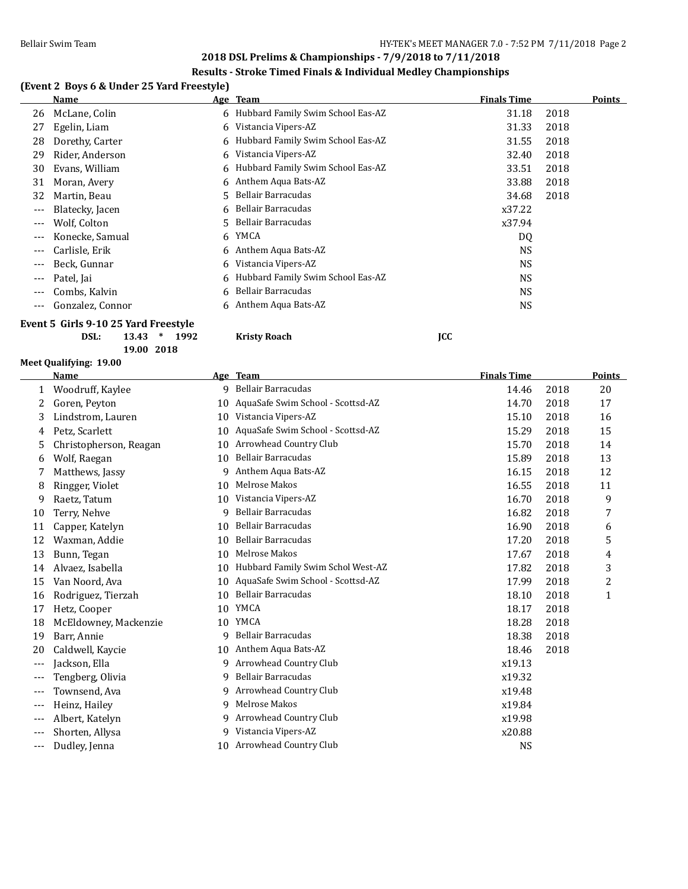**2018 DSL Prelims & Championships - 7/9/2018 to 7/11/2018**

**Results - Stroke Timed Finals & Individual Medley Championships**

### (Event 2 Boys 6 & Under 25 Yard Freestyle)

| | Name | Age | Team | Finals Time | | Points |
|---|---|---|---|---|---|---|
| 26 | McLane, Colin | 6 | Hubbard Family Swim School Eas-AZ | 31.18 | 2018 | |
| 27 | Egelin, Liam | 6 | Vistancia Vipers-AZ | 31.33 | 2018 | |
| 28 | Dorethy, Carter | 6 | Hubbard Family Swim School Eas-AZ | 31.55 | 2018 | |
| 29 | Rider, Anderson | 6 | Vistancia Vipers-AZ | 32.40 | 2018 | |
| 30 | Evans, William | 6 | Hubbard Family Swim School Eas-AZ | 33.51 | 2018 | |
| 31 | Moran, Avery | 6 | Anthem Aqua Bats-AZ | 33.88 | 2018 | |
| 32 | Martin, Beau | 5 | Bellair Barracudas | 34.68 | 2018 | |
| --- | Blatecky, Jacen | 6 | Bellair Barracudas | x37.22 | | |
| --- | Wolf, Colton | 5 | Bellair Barracudas | x37.94 | | |
| --- | Konecke, Samual | 6 | YMCA | DQ | | |
| --- | Carlisle, Erik | 6 | Anthem Aqua Bats-AZ | NS | | |
| --- | Beck, Gunnar | 6 | Vistancia Vipers-AZ | NS | | |
| --- | Patel, Jai | 6 | Hubbard Family Swim School Eas-AZ | NS | | |
| --- | Combs, Kalvin | 6 | Bellair Barracudas | NS | | |
| --- | Gonzalez, Connor | 6 | Anthem Aqua Bats-AZ | NS | | |

### Event 5 Girls 9-10 25 Yard Freestyle

**DSL:** 13.43 * 1992 **Kristy Roach** **JCC**

19.00 2018

**Meet Qualifying: 19.00**

| | Name | Age | Team | Finals Time | | Points |
|---|---|---|---|---|---|---|
| 1 | Woodruff, Kaylee | 9 | Bellair Barracudas | 14.46 | 2018 | 20 |
| 2 | Goren, Peyton | 10 | AquaSafe Swim School - Scottsd-AZ | 14.70 | 2018 | 17 |
| 3 | Lindstrom, Lauren | 10 | Vistancia Vipers-AZ | 15.10 | 2018 | 16 |
| 4 | Petz, Scarlett | 10 | AquaSafe Swim School - Scottsd-AZ | 15.29 | 2018 | 15 |
| 5 | Christopherson, Reagan | 10 | Arrowhead Country Club | 15.70 | 2018 | 14 |
| 6 | Wolf, Raegan | 10 | Bellair Barracudas | 15.89 | 2018 | 13 |
| 7 | Matthews, Jassy | 9 | Anthem Aqua Bats-AZ | 16.15 | 2018 | 12 |
| 8 | Ringger, Violet | 10 | Melrose Makos | 16.55 | 2018 | 11 |
| 9 | Raetz, Tatum | 10 | Vistancia Vipers-AZ | 16.70 | 2018 | 9 |
| 10 | Terry, Nehve | 9 | Bellair Barracudas | 16.82 | 2018 | 7 |
| 11 | Capper, Katelyn | 10 | Bellair Barracudas | 16.90 | 2018 | 6 |
| 12 | Waxman, Addie | 10 | Bellair Barracudas | 17.20 | 2018 | 5 |
| 13 | Bunn, Tegan | 10 | Melrose Makos | 17.67 | 2018 | 4 |
| 14 | Alvaez, Isabella | 10 | Hubbard Family Swim Schol West-AZ | 17.82 | 2018 | 3 |
| 15 | Van Noord, Ava | 10 | AquaSafe Swim School - Scottsd-AZ | 17.99 | 2018 | 2 |
| 16 | Rodriguez, Tierzah | 10 | Bellair Barracudas | 18.10 | 2018 | 1 |
| 17 | Hetz, Cooper | 10 | YMCA | 18.17 | 2018 | |
| 18 | McEldowney, Mackenzie | 10 | YMCA | 18.28 | 2018 | |
| 19 | Barr, Annie | 9 | Bellair Barracudas | 18.38 | 2018 | |
| 20 | Caldwell, Kaycie | 10 | Anthem Aqua Bats-AZ | 18.46 | 2018 | |
| --- | Jackson, Ella | 9 | Arrowhead Country Club | x19.13 | | |
| --- | Tengberg, Olivia | 9 | Bellair Barracudas | x19.32 | | |
| --- | Townsend, Ava | 9 | Arrowhead Country Club | x19.48 | | |
| --- | Heinz, Hailey | 9 | Melrose Makos | x19.84 | | |
| --- | Albert, Katelyn | 9 | Arrowhead Country Club | x19.98 | | |
| --- | Shorten, Allysa | 9 | Vistancia Vipers-AZ | x20.88 | | |
| --- | Dudley, Jenna | 10 | Arrowhead Country Club | NS | | |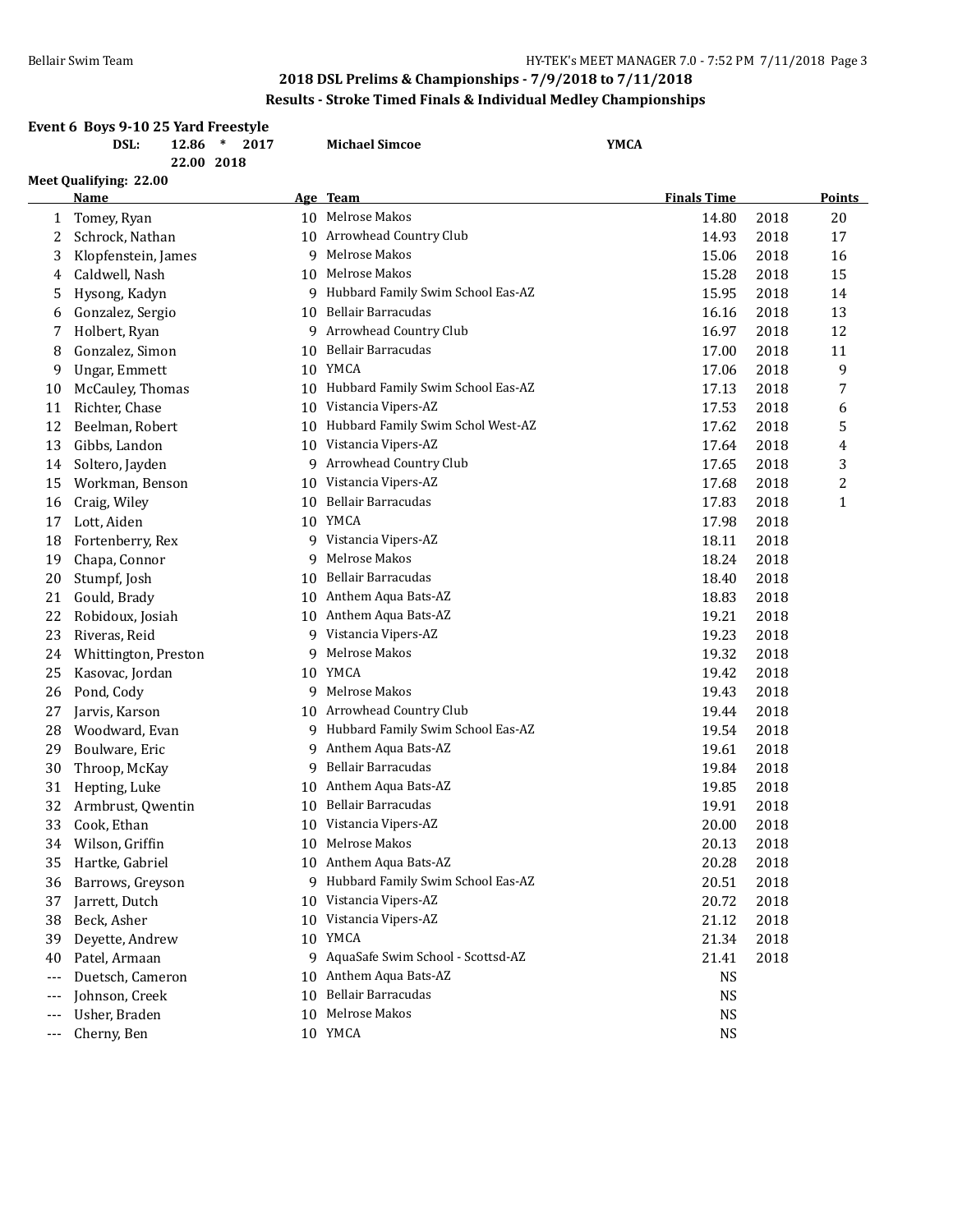**2018 DSL Prelims & Championships - 7/9/2018 to 7/11/2018**

**Results - Stroke Timed Finals & Individual Medley Championships**

**Event 6 Boys 9-10 25 Yard Freestyle**

**DSL: 12.86 * 2017 Michael Simcoe YMCA**

**22.00 2018**

**Meet Qualifying: 22.00**

| | Name | Age | Team | Finals Time | | Points |
|---|---|---|---|---|---|---|
| 1 | Tomey, Ryan | 10 | Melrose Makos | 14.80 | 2018 | 20 |
| 2 | Schrock, Nathan | 10 | Arrowhead Country Club | 14.93 | 2018 | 17 |
| 3 | Klopfenstein, James | 9 | Melrose Makos | 15.06 | 2018 | 16 |
| 4 | Caldwell, Nash | 10 | Melrose Makos | 15.28 | 2018 | 15 |
| 5 | Hysong, Kadyn | 9 | Hubbard Family Swim School Eas-AZ | 15.95 | 2018 | 14 |
| 6 | Gonzalez, Sergio | 10 | Bellair Barracudas | 16.16 | 2018 | 13 |
| 7 | Holbert, Ryan | 9 | Arrowhead Country Club | 16.97 | 2018 | 12 |
| 8 | Gonzalez, Simon | 10 | Bellair Barracudas | 17.00 | 2018 | 11 |
| 9 | Ungar, Emmett | 10 | YMCA | 17.06 | 2018 | 9 |
| 10 | McCauley, Thomas | 10 | Hubbard Family Swim School Eas-AZ | 17.13 | 2018 | 7 |
| 11 | Richter, Chase | 10 | Vistancia Vipers-AZ | 17.53 | 2018 | 6 |
| 12 | Beelman, Robert | 10 | Hubbard Family Swim Schol West-AZ | 17.62 | 2018 | 5 |
| 13 | Gibbs, Landon | 10 | Vistancia Vipers-AZ | 17.64 | 2018 | 4 |
| 14 | Soltero, Jayden | 9 | Arrowhead Country Club | 17.65 | 2018 | 3 |
| 15 | Workman, Benson | 10 | Vistancia Vipers-AZ | 17.68 | 2018 | 2 |
| 16 | Craig, Wiley | 10 | Bellair Barracudas | 17.83 | 2018 | 1 |
| 17 | Lott, Aiden | 10 | YMCA | 17.98 | 2018 | |
| 18 | Fortenberry, Rex | 9 | Vistancia Vipers-AZ | 18.11 | 2018 | |
| 19 | Chapa, Connor | 9 | Melrose Makos | 18.24 | 2018 | |
| 20 | Stumpf, Josh | 10 | Bellair Barracudas | 18.40 | 2018 | |
| 21 | Gould, Brady | 10 | Anthem Aqua Bats-AZ | 18.83 | 2018 | |
| 22 | Robidoux, Josiah | 10 | Anthem Aqua Bats-AZ | 19.21 | 2018 | |
| 23 | Riveras, Reid | 9 | Vistancia Vipers-AZ | 19.23 | 2018 | |
| 24 | Whittington, Preston | 9 | Melrose Makos | 19.32 | 2018 | |
| 25 | Kasovac, Jordan | 10 | YMCA | 19.42 | 2018 | |
| 26 | Pond, Cody | 9 | Melrose Makos | 19.43 | 2018 | |
| 27 | Jarvis, Karson | 10 | Arrowhead Country Club | 19.44 | 2018 | |
| 28 | Woodward, Evan | 9 | Hubbard Family Swim School Eas-AZ | 19.54 | 2018 | |
| 29 | Boulware, Eric | 9 | Anthem Aqua Bats-AZ | 19.61 | 2018 | |
| 30 | Throop, McKay | 9 | Bellair Barracudas | 19.84 | 2018 | |
| 31 | Hepting, Luke | 10 | Anthem Aqua Bats-AZ | 19.85 | 2018 | |
| 32 | Armbrust, Qwentin | 10 | Bellair Barracudas | 19.91 | 2018 | |
| 33 | Cook, Ethan | 10 | Vistancia Vipers-AZ | 20.00 | 2018 | |
| 34 | Wilson, Griffin | 10 | Melrose Makos | 20.13 | 2018 | |
| 35 | Hartke, Gabriel | 10 | Anthem Aqua Bats-AZ | 20.28 | 2018 | |
| 36 | Barrows, Greyson | 9 | Hubbard Family Swim School Eas-AZ | 20.51 | 2018 | |
| 37 | Jarrett, Dutch | 10 | Vistancia Vipers-AZ | 20.72 | 2018 | |
| 38 | Beck, Asher | 10 | Vistancia Vipers-AZ | 21.12 | 2018 | |
| 39 | Deyette, Andrew | 10 | YMCA | 21.34 | 2018 | |
| 40 | Patel, Armaan | 9 | AquaSafe Swim School - Scottsd-AZ | 21.41 | 2018 | |
| --- | Duetsch, Cameron | 10 | Anthem Aqua Bats-AZ | NS | | |
| --- | Johnson, Creek | 10 | Bellair Barracudas | NS | | |
| --- | Usher, Braden | 10 | Melrose Makos | NS | | |
| --- | Cherny, Ben | 10 | YMCA | NS | | |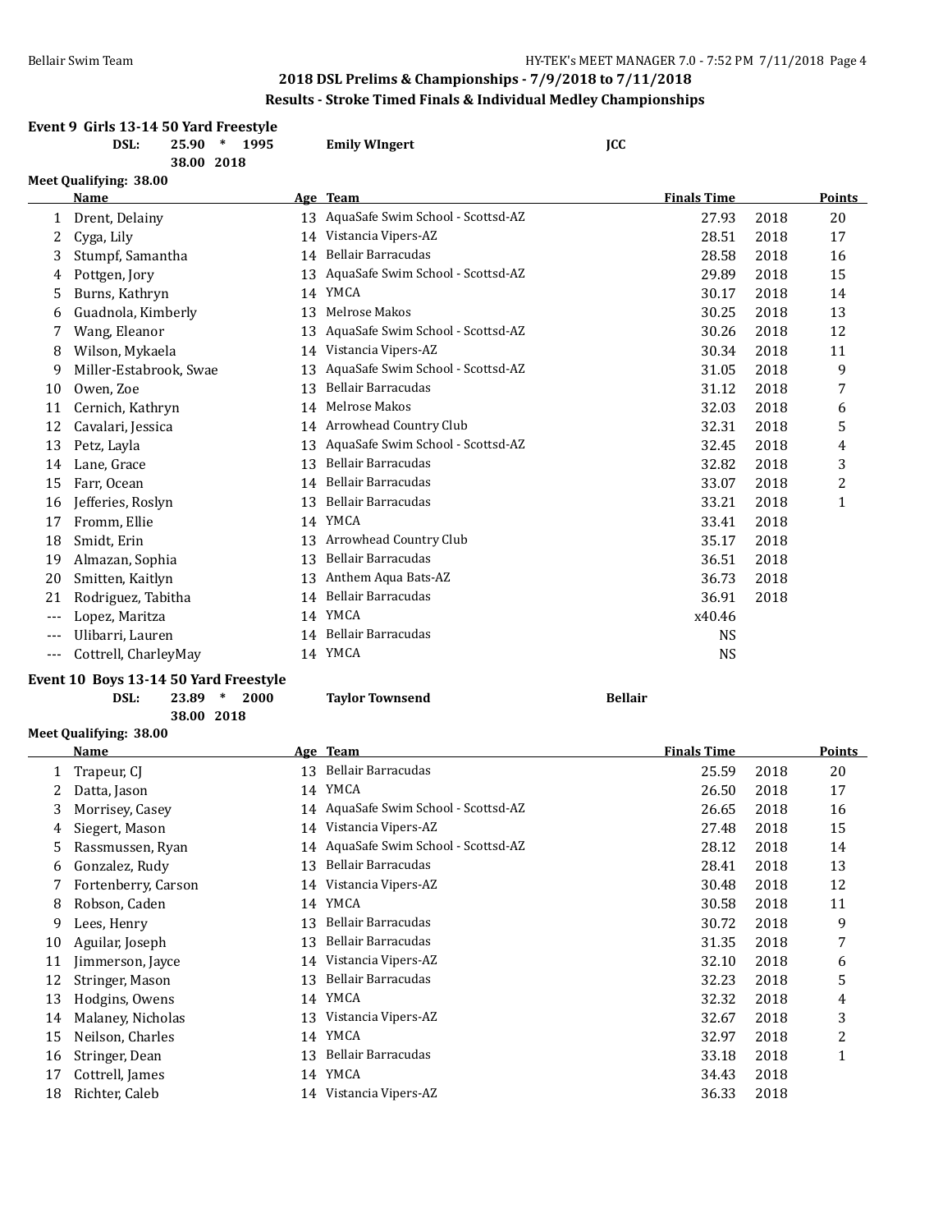## 2018 DSL Prelims & Championships - 7/9/2018 to 7/11/2018

### Results - Stroke Timed Finals & Individual Medley Championships

**Event 9 Girls 13-14 50 Yard Freestyle**

| | | | |
|---|---|---|---|
| DSL: | 25.90 * 1995 | Emily WIngert | JCC |
| | 38.00 2018 | | |

**Meet Qualifying: 38.00**

| | Name | Age | Team | Finals Time | | Points |
|---|---|---|---|---|---|---|
| 1 | Drent, Delainy | 13 | AquaSafe Swim School - Scottsd-AZ | 27.93 | 2018 | 20 |
| 2 | Cyga, Lily | 14 | Vistancia Vipers-AZ | 28.51 | 2018 | 17 |
| 3 | Stumpf, Samantha | 14 | Bellair Barracudas | 28.58 | 2018 | 16 |
| 4 | Pottgen, Jory | 13 | AquaSafe Swim School - Scottsd-AZ | 29.89 | 2018 | 15 |
| 5 | Burns, Kathryn | 14 | YMCA | 30.17 | 2018 | 14 |
| 6 | Guadnola, Kimberly | 13 | Melrose Makos | 30.25 | 2018 | 13 |
| 7 | Wang, Eleanor | 13 | AquaSafe Swim School - Scottsd-AZ | 30.26 | 2018 | 12 |
| 8 | Wilson, Mykaela | 14 | Vistancia Vipers-AZ | 30.34 | 2018 | 11 |
| 9 | Miller-Estabrook, Swae | 13 | AquaSafe Swim School - Scottsd-AZ | 31.05 | 2018 | 9 |
| 10 | Owen, Zoe | 13 | Bellair Barracudas | 31.12 | 2018 | 7 |
| 11 | Cernich, Kathryn | 14 | Melrose Makos | 32.03 | 2018 | 6 |
| 12 | Cavalari, Jessica | 14 | Arrowhead Country Club | 32.31 | 2018 | 5 |
| 13 | Petz, Layla | 13 | AquaSafe Swim School - Scottsd-AZ | 32.45 | 2018 | 4 |
| 14 | Lane, Grace | 13 | Bellair Barracudas | 32.82 | 2018 | 3 |
| 15 | Farr, Ocean | 14 | Bellair Barracudas | 33.07 | 2018 | 2 |
| 16 | Jefferies, Roslyn | 13 | Bellair Barracudas | 33.21 | 2018 | 1 |
| 17 | Fromm, Ellie | 14 | YMCA | 33.41 | 2018 | |
| 18 | Smidt, Erin | 13 | Arrowhead Country Club | 35.17 | 2018 | |
| 19 | Almazan, Sophia | 13 | Bellair Barracudas | 36.51 | 2018 | |
| 20 | Smitten, Kaitlyn | 13 | Anthem Aqua Bats-AZ | 36.73 | 2018 | |
| 21 | Rodriguez, Tabitha | 14 | Bellair Barracudas | 36.91 | 2018 | |
| --- | Lopez, Maritza | 14 | YMCA | x40.46 | | |
| --- | Ulibarri, Lauren | 14 | Bellair Barracudas | NS | | |
| --- | Cottrell, CharleyMay | 14 | YMCA | NS | | |

**Event 10 Boys 13-14 50 Yard Freestyle**

| | | | |
|---|---|---|---|
| DSL: | 23.89 * 2000 | Taylor Townsend | Bellair |
| | 38.00 2018 | | |

**Meet Qualifying: 38.00**

| | Name | Age | Team | Finals Time | | Points |
|---|---|---|---|---|---|---|
| 1 | Trapeur, CJ | 13 | Bellair Barracudas | 25.59 | 2018 | 20 |
| 2 | Datta, Jason | 14 | YMCA | 26.50 | 2018 | 17 |
| 3 | Morrisey, Casey | 14 | AquaSafe Swim School - Scottsd-AZ | 26.65 | 2018 | 16 |
| 4 | Siegert, Mason | 14 | Vistancia Vipers-AZ | 27.48 | 2018 | 15 |
| 5 | Rassmussen, Ryan | 14 | AquaSafe Swim School - Scottsd-AZ | 28.12 | 2018 | 14 |
| 6 | Gonzalez, Rudy | 13 | Bellair Barracudas | 28.41 | 2018 | 13 |
| 7 | Fortenberry, Carson | 14 | Vistancia Vipers-AZ | 30.48 | 2018 | 12 |
| 8 | Robson, Caden | 14 | YMCA | 30.58 | 2018 | 11 |
| 9 | Lees, Henry | 13 | Bellair Barracudas | 30.72 | 2018 | 9 |
| 10 | Aguilar, Joseph | 13 | Bellair Barracudas | 31.35 | 2018 | 7 |
| 11 | Jimmerson, Jayce | 14 | Vistancia Vipers-AZ | 32.10 | 2018 | 6 |
| 12 | Stringer, Mason | 13 | Bellair Barracudas | 32.23 | 2018 | 5 |
| 13 | Hodgins, Owens | 14 | YMCA | 32.32 | 2018 | 4 |
| 14 | Malaney, Nicholas | 13 | Vistancia Vipers-AZ | 32.67 | 2018 | 3 |
| 15 | Neilson, Charles | 14 | YMCA | 32.97 | 2018 | 2 |
| 16 | Stringer, Dean | 13 | Bellair Barracudas | 33.18 | 2018 | 1 |
| 17 | Cottrell, James | 14 | YMCA | 34.43 | 2018 | |
| 18 | Richter, Caleb | 14 | Vistancia Vipers-AZ | 36.33 | 2018 | |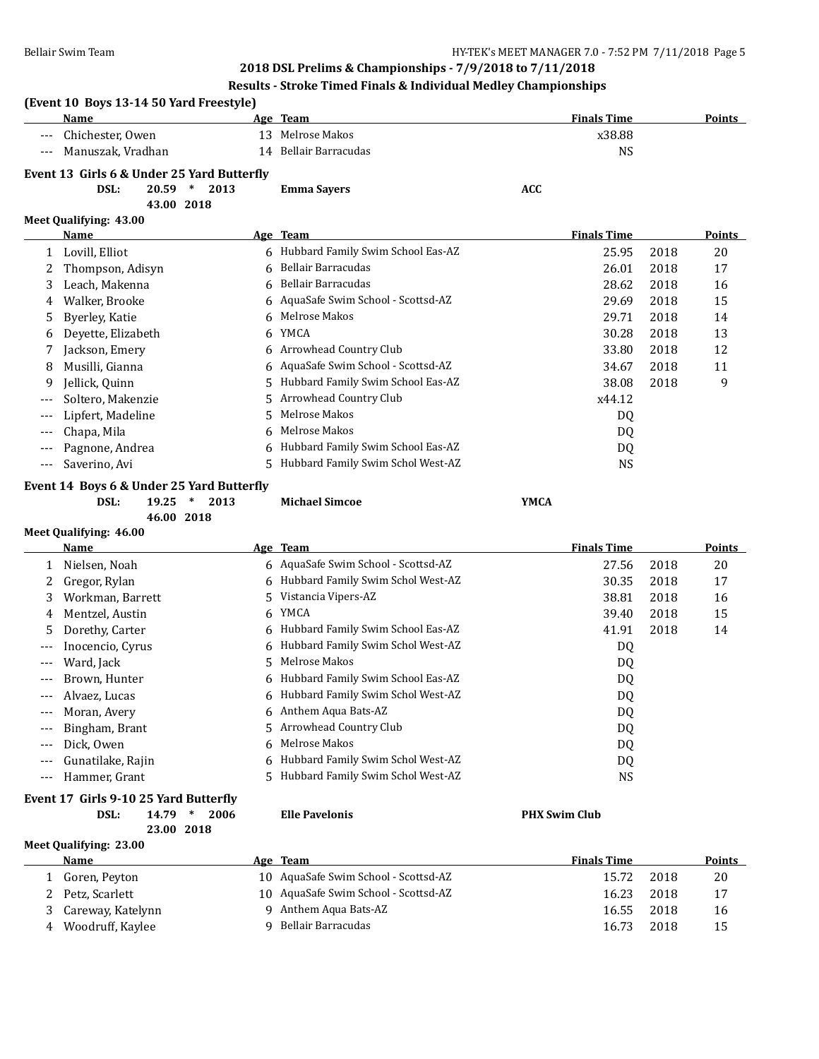## 2018 DSL Prelims & Championships - 7/9/2018 to 7/11/2018

### Results - Stroke Timed Finals & Individual Medley Championships

**(Event 10 Boys 13-14 50 Yard Freestyle)**

| | Name | Age | Team | Finals Time | | Points |
|---|---|---|---|---|---|---|
| --- | Chichester, Owen | 13 | Melrose Makos | x38.88 | | |
| --- | Manuszak, Vradhan | 14 | Bellair Barracudas | NS | | |

**Event 13 Girls 6 & Under 25 Yard Butterfly**

DSL: 20.59 * 2013 Emma Sayers ACC
43.00 2018

**Meet Qualifying: 43.00**

| | Name | Age | Team | Finals Time | | Points |
|---|---|---|---|---|---|---|
| 1 | Lovill, Elliot | 6 | Hubbard Family Swim School Eas-AZ | 25.95 | 2018 | 20 |
| 2 | Thompson, Adisyn | 6 | Bellair Barracudas | 26.01 | 2018 | 17 |
| 3 | Leach, Makenna | 6 | Bellair Barracudas | 28.62 | 2018 | 16 |
| 4 | Walker, Brooke | 6 | AquaSafe Swim School - Scottsd-AZ | 29.69 | 2018 | 15 |
| 5 | Byerley, Katie | 6 | Melrose Makos | 29.71 | 2018 | 14 |
| 6 | Deyette, Elizabeth | 6 | YMCA | 30.28 | 2018 | 13 |
| 7 | Jackson, Emery | 6 | Arrowhead Country Club | 33.80 | 2018 | 12 |
| 8 | Musilli, Gianna | 6 | AquaSafe Swim School - Scottsd-AZ | 34.67 | 2018 | 11 |
| 9 | Jellick, Quinn | 5 | Hubbard Family Swim School Eas-AZ | 38.08 | 2018 | 9 |
| --- | Soltero, Makenzie | 5 | Arrowhead Country Club | x44.12 | | |
| --- | Lipfert, Madeline | 5 | Melrose Makos | DQ | | |
| --- | Chapa, Mila | 6 | Melrose Makos | DQ | | |
| --- | Pagnone, Andrea | 6 | Hubbard Family Swim School Eas-AZ | DQ | | |
| --- | Saverino, Avi | 5 | Hubbard Family Swim Schol West-AZ | NS | | |

**Event 14 Boys 6 & Under 25 Yard Butterfly**

DSL: 19.25 * 2013 Michael Simcoe YMCA
46.00 2018

**Meet Qualifying: 46.00**

| | Name | Age | Team | Finals Time | | Points |
|---|---|---|---|---|---|---|
| 1 | Nielsen, Noah | 6 | AquaSafe Swim School - Scottsd-AZ | 27.56 | 2018 | 20 |
| 2 | Gregor, Rylan | 6 | Hubbard Family Swim Schol West-AZ | 30.35 | 2018 | 17 |
| 3 | Workman, Barrett | 5 | Vistancia Vipers-AZ | 38.81 | 2018 | 16 |
| 4 | Mentzel, Austin | 6 | YMCA | 39.40 | 2018 | 15 |
| 5 | Dorethy, Carter | 6 | Hubbard Family Swim School Eas-AZ | 41.91 | 2018 | 14 |
| --- | Inocencio, Cyrus | 6 | Hubbard Family Swim Schol West-AZ | DQ | | |
| --- | Ward, Jack | 5 | Melrose Makos | DQ | | |
| --- | Brown, Hunter | 6 | Hubbard Family Swim School Eas-AZ | DQ | | |
| --- | Alvaez, Lucas | 6 | Hubbard Family Swim Schol West-AZ | DQ | | |
| --- | Moran, Avery | 6 | Anthem Aqua Bats-AZ | DQ | | |
| --- | Bingham, Brant | 5 | Arrowhead Country Club | DQ | | |
| --- | Dick, Owen | 6 | Melrose Makos | DQ | | |
| --- | Gunatilake, Rajin | 6 | Hubbard Family Swim Schol West-AZ | DQ | | |
| --- | Hammer, Grant | 5 | Hubbard Family Swim Schol West-AZ | NS | | |

**Event 17 Girls 9-10 25 Yard Butterfly**

DSL: 14.79 * 2006 Elle Pavelonis PHX Swim Club
23.00 2018

**Meet Qualifying: 23.00**

| | Name | Age | Team | Finals Time | | Points |
|---|---|---|---|---|---|---|
| 1 | Goren, Peyton | 10 | AquaSafe Swim School - Scottsd-AZ | 15.72 | 2018 | 20 |
| 2 | Petz, Scarlett | 10 | AquaSafe Swim School - Scottsd-AZ | 16.23 | 2018 | 17 |
| 3 | Careway, Katelynn | 9 | Anthem Aqua Bats-AZ | 16.55 | 2018 | 16 |
| 4 | Woodruff, Kaylee | 9 | Bellair Barracudas | 16.73 | 2018 | 15 |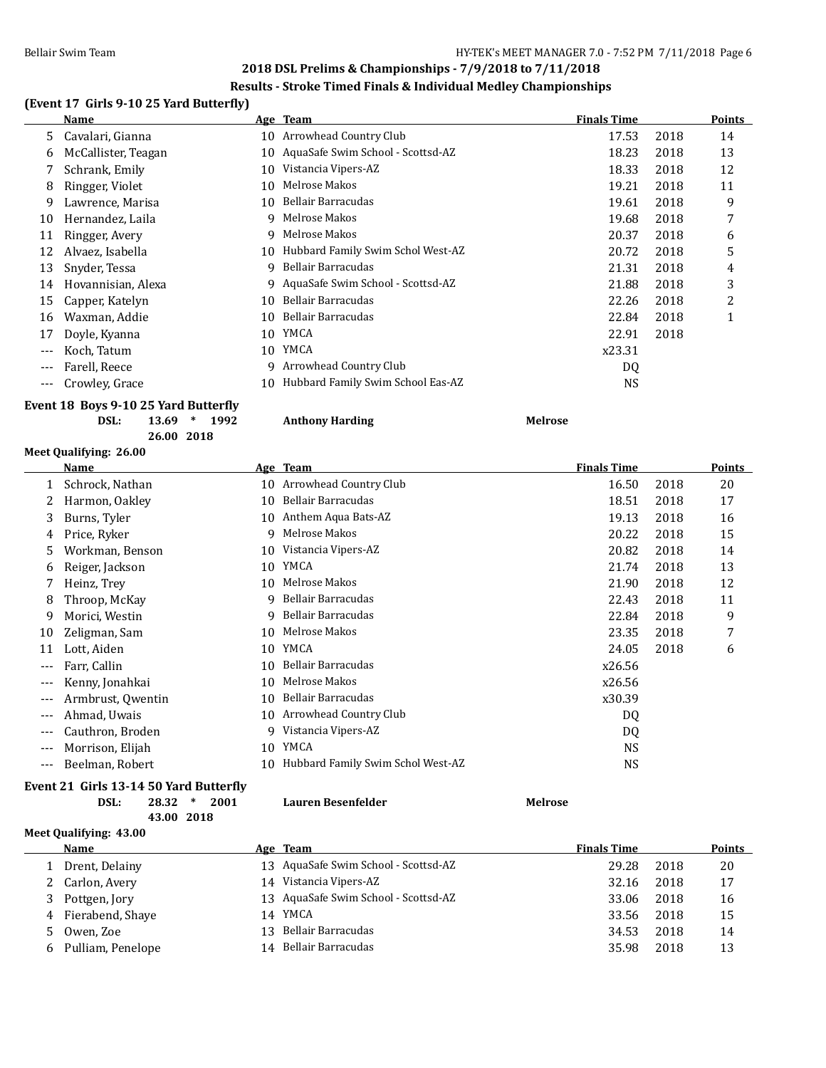## 2018 DSL Prelims & Championships - 7/9/2018 to 7/11/2018

### Results - Stroke Timed Finals & Individual Medley Championships

### (Event 17 Girls 9-10 25 Yard Butterfly)

| | Name | Age | Team | Finals Time | | Points |
|---|---|---|---|---|---|---|
| 5 | Cavalari, Gianna | 10 | Arrowhead Country Club | 17.53 | 2018 | 14 |
| 6 | McCallister, Teagan | 10 | AquaSafe Swim School - Scottsd-AZ | 18.23 | 2018 | 13 |
| 7 | Schrank, Emily | 10 | Vistancia Vipers-AZ | 18.33 | 2018 | 12 |
| 8 | Ringger, Violet | 10 | Melrose Makos | 19.21 | 2018 | 11 |
| 9 | Lawrence, Marisa | 10 | Bellair Barracudas | 19.61 | 2018 | 9 |
| 10 | Hernandez, Laila | 9 | Melrose Makos | 19.68 | 2018 | 7 |
| 11 | Ringger, Avery | 9 | Melrose Makos | 20.37 | 2018 | 6 |
| 12 | Alvaez, Isabella | 10 | Hubbard Family Swim Schol West-AZ | 20.72 | 2018 | 5 |
| 13 | Snyder, Tessa | 9 | Bellair Barracudas | 21.31 | 2018 | 4 |
| 14 | Hovannisian, Alexa | 9 | AquaSafe Swim School - Scottsd-AZ | 21.88 | 2018 | 3 |
| 15 | Capper, Katelyn | 10 | Bellair Barracudas | 22.26 | 2018 | 2 |
| 16 | Waxman, Addie | 10 | Bellair Barracudas | 22.84 | 2018 | 1 |
| 17 | Doyle, Kyanna | 10 | YMCA | 22.91 | 2018 | |
| --- | Koch, Tatum | 10 | YMCA | x23.31 | | |
| --- | Farell, Reece | 9 | Arrowhead Country Club | DQ | | |
| --- | Crowley, Grace | 10 | Hubbard Family Swim School Eas-AZ | NS | | |

### Event 18 Boys 9-10 25 Yard Butterfly

**DSL: 13.69 * 1992 Anthony Harding Melrose**
**26.00 2018**

**Meet Qualifying: 26.00**

| | Name | Age | Team | Finals Time | | Points |
|---|---|---|---|---|---|---|
| 1 | Schrock, Nathan | 10 | Arrowhead Country Club | 16.50 | 2018 | 20 |
| 2 | Harmon, Oakley | 10 | Bellair Barracudas | 18.51 | 2018 | 17 |
| 3 | Burns, Tyler | 10 | Anthem Aqua Bats-AZ | 19.13 | 2018 | 16 |
| 4 | Price, Ryker | 9 | Melrose Makos | 20.22 | 2018 | 15 |
| 5 | Workman, Benson | 10 | Vistancia Vipers-AZ | 20.82 | 2018 | 14 |
| 6 | Reiger, Jackson | 10 | YMCA | 21.74 | 2018 | 13 |
| 7 | Heinz, Trey | 10 | Melrose Makos | 21.90 | 2018 | 12 |
| 8 | Throop, McKay | 9 | Bellair Barracudas | 22.43 | 2018 | 11 |
| 9 | Morici, Westin | 9 | Bellair Barracudas | 22.84 | 2018 | 9 |
| 10 | Zeligman, Sam | 10 | Melrose Makos | 23.35 | 2018 | 7 |
| 11 | Lott, Aiden | 10 | YMCA | 24.05 | 2018 | 6 |
| --- | Farr, Callin | 10 | Bellair Barracudas | x26.56 | | |
| --- | Kenny, Jonahkai | 10 | Melrose Makos | x26.56 | | |
| --- | Armbrust, Qwentin | 10 | Bellair Barracudas | x30.39 | | |
| --- | Ahmad, Uwais | 10 | Arrowhead Country Club | DQ | | |
| --- | Cauthron, Broden | 9 | Vistancia Vipers-AZ | DQ | | |
| --- | Morrison, Elijah | 10 | YMCA | NS | | |
| --- | Beelman, Robert | 10 | Hubbard Family Swim Schol West-AZ | NS | | |

### Event 21 Girls 13-14 50 Yard Butterfly

**DSL: 28.32 * 2001 Lauren Besenfelder Melrose**
**43.00 2018**

**Meet Qualifying: 43.00**

| | Name | Age | Team | Finals Time | | Points |
|---|---|---|---|---|---|---|
| 1 | Drent, Delainy | 13 | AquaSafe Swim School - Scottsd-AZ | 29.28 | 2018 | 20 |
| 2 | Carlon, Avery | 14 | Vistancia Vipers-AZ | 32.16 | 2018 | 17 |
| 3 | Pottgen, Jory | 13 | AquaSafe Swim School - Scottsd-AZ | 33.06 | 2018 | 16 |
| 4 | Fierabend, Shaye | 14 | YMCA | 33.56 | 2018 | 15 |
| 5 | Owen, Zoe | 13 | Bellair Barracudas | 34.53 | 2018 | 14 |
| 6 | Pulliam, Penelope | 14 | Bellair Barracudas | 35.98 | 2018 | 13 |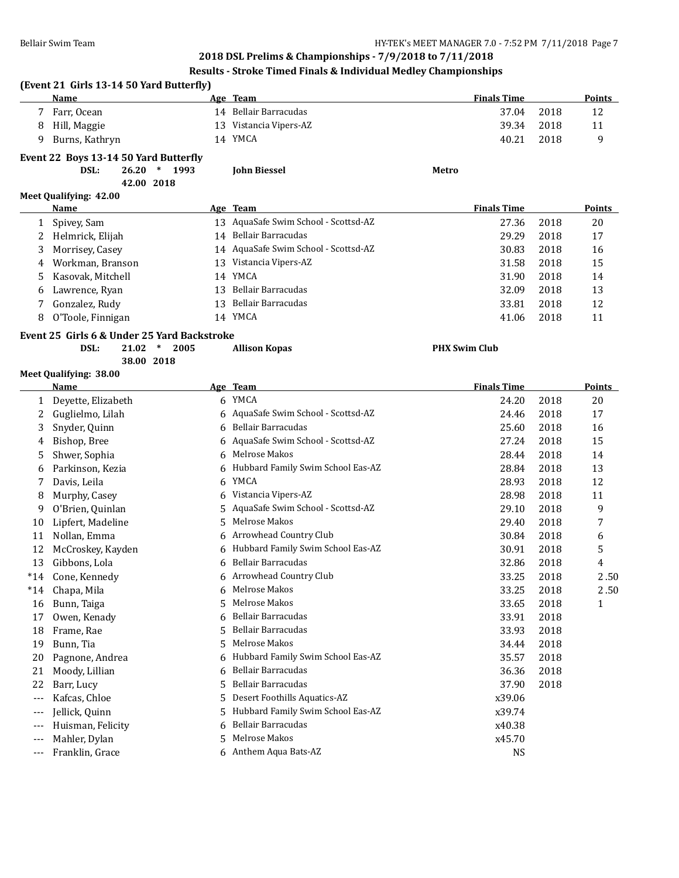## 2018 DSL Prelims & Championships - 7/9/2018 to 7/11/2018

### Results - Stroke Timed Finals & Individual Medley Championships

**(Event 21 Girls 13-14 50 Yard Butterfly)**

| | Name | Age | Team | Finals Time | | Points |
|---|---|---|---|---|---|---|
| 7 | Farr, Ocean | 14 | Bellair Barracudas | 37.04 | 2018 | 12 |
| 8 | Hill, Maggie | 13 | Vistancia Vipers-AZ | 39.34 | 2018 | 11 |
| 9 | Burns, Kathryn | 14 | YMCA | 40.21 | 2018 | 9 |

**Event 22 Boys 13-14 50 Yard Butterfly**

DSL: 26.20 * 1993 John Biessel Metro
42.00 2018

**Meet Qualifying: 42.00**

| | Name | Age | Team | Finals Time | | Points |
|---|---|---|---|---|---|---|
| 1 | Spivey, Sam | 13 | AquaSafe Swim School - Scottsd-AZ | 27.36 | 2018 | 20 |
| 2 | Helmrick, Elijah | 14 | Bellair Barracudas | 29.29 | 2018 | 17 |
| 3 | Morrisey, Casey | 14 | AquaSafe Swim School - Scottsd-AZ | 30.83 | 2018 | 16 |
| 4 | Workman, Branson | 13 | Vistancia Vipers-AZ | 31.58 | 2018 | 15 |
| 5 | Kasovak, Mitchell | 14 | YMCA | 31.90 | 2018 | 14 |
| 6 | Lawrence, Ryan | 13 | Bellair Barracudas | 32.09 | 2018 | 13 |
| 7 | Gonzalez, Rudy | 13 | Bellair Barracudas | 33.81 | 2018 | 12 |
| 8 | O'Toole, Finnigan | 14 | YMCA | 41.06 | 2018 | 11 |

**Event 25 Girls 6 & Under 25 Yard Backstroke**

DSL: 21.02 * 2005 Allison Kopas PHX Swim Club
38.00 2018

**Meet Qualifying: 38.00**

| | Name | Age | Team | Finals Time | | Points |
|---|---|---|---|---|---|---|
| 1 | Deyette, Elizabeth | 6 | YMCA | 24.20 | 2018 | 20 |
| 2 | Guglielmo, Lilah | 6 | AquaSafe Swim School - Scottsd-AZ | 24.46 | 2018 | 17 |
| 3 | Snyder, Quinn | 6 | Bellair Barracudas | 25.60 | 2018 | 16 |
| 4 | Bishop, Bree | 6 | AquaSafe Swim School - Scottsd-AZ | 27.24 | 2018 | 15 |
| 5 | Shwer, Sophia | 6 | Melrose Makos | 28.44 | 2018 | 14 |
| 6 | Parkinson, Kezia | 6 | Hubbard Family Swim School Eas-AZ | 28.84 | 2018 | 13 |
| 7 | Davis, Leila | 6 | YMCA | 28.93 | 2018 | 12 |
| 8 | Murphy, Casey | 6 | Vistancia Vipers-AZ | 28.98 | 2018 | 11 |
| 9 | O'Brien, Quinlan | 5 | AquaSafe Swim School - Scottsd-AZ | 29.10 | 2018 | 9 |
| 10 | Lipfert, Madeline | 5 | Melrose Makos | 29.40 | 2018 | 7 |
| 11 | Nollan, Emma | 6 | Arrowhead Country Club | 30.84 | 2018 | 6 |
| 12 | McCroskey, Kayden | 6 | Hubbard Family Swim School Eas-AZ | 30.91 | 2018 | 5 |
| 13 | Gibbons, Lola | 6 | Bellair Barracudas | 32.86 | 2018 | 4 |
| *14 | Cone, Kennedy | 6 | Arrowhead Country Club | 33.25 | 2018 | 2.50 |
| *14 | Chapa, Mila | 6 | Melrose Makos | 33.25 | 2018 | 2.50 |
| 16 | Bunn, Taiga | 5 | Melrose Makos | 33.65 | 2018 | 1 |
| 17 | Owen, Kenady | 6 | Bellair Barracudas | 33.91 | 2018 | |
| 18 | Frame, Rae | 5 | Bellair Barracudas | 33.93 | 2018 | |
| 19 | Bunn, Tia | 5 | Melrose Makos | 34.44 | 2018 | |
| 20 | Pagnone, Andrea | 6 | Hubbard Family Swim School Eas-AZ | 35.57 | 2018 | |
| 21 | Moody, Lillian | 6 | Bellair Barracudas | 36.36 | 2018 | |
| 22 | Barr, Lucy | 5 | Bellair Barracudas | 37.90 | 2018 | |
| --- | Kafcas, Chloe | 5 | Desert Foothills Aquatics-AZ | x39.06 | | |
| --- | Jellick, Quinn | 5 | Hubbard Family Swim School Eas-AZ | x39.74 | | |
| --- | Huisman, Felicity | 6 | Bellair Barracudas | x40.38 | | |
| --- | Mahler, Dylan | 5 | Melrose Makos | x45.70 | | |
| --- | Franklin, Grace | 6 | Anthem Aqua Bats-AZ | NS | | |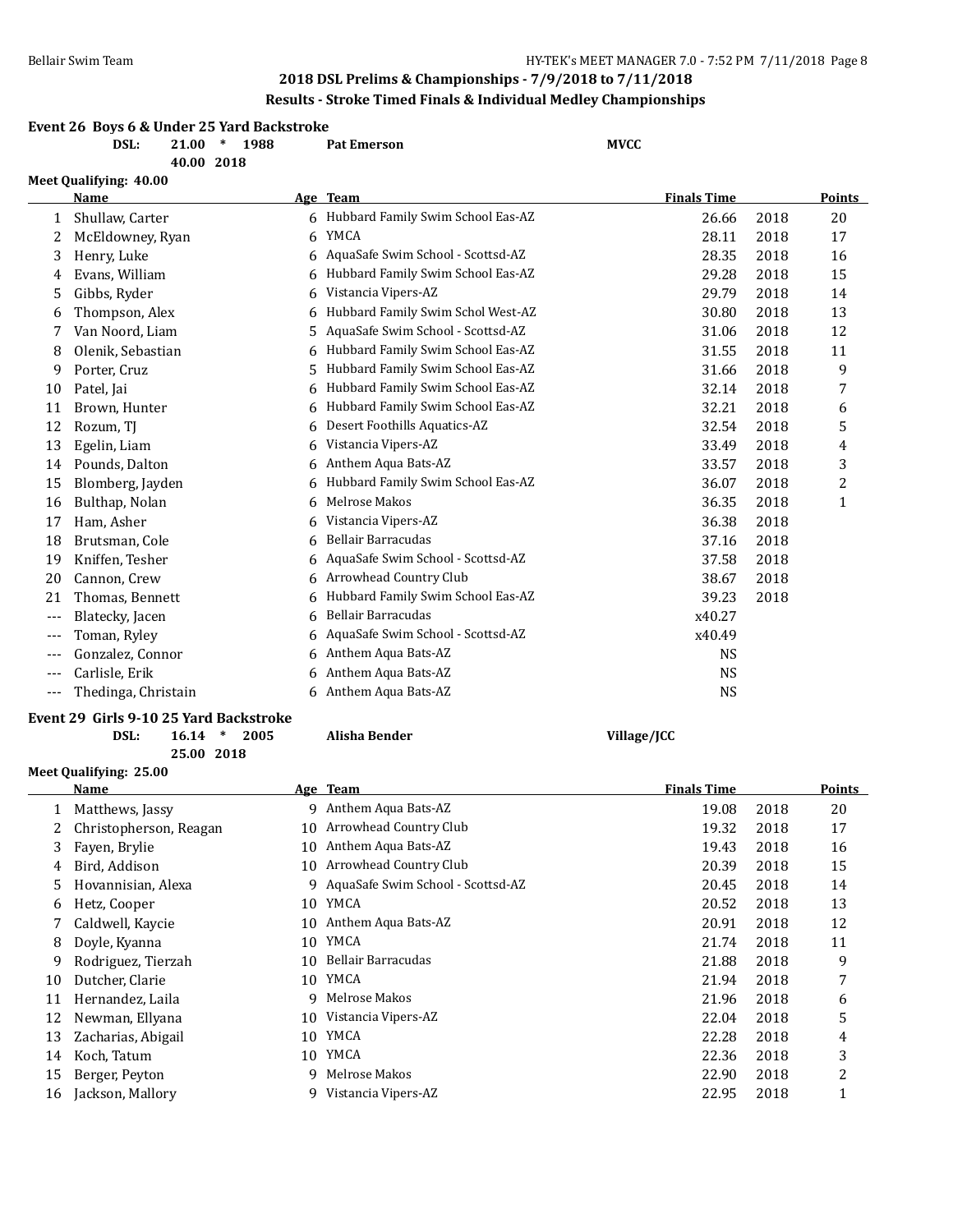## 2018 DSL Prelims & Championships - 7/9/2018 to 7/11/2018

### Results - Stroke Timed Finals & Individual Medley Championships

**Event 26 Boys 6 & Under 25 Yard Backstroke**

DSL: 21.00 * 1988 Pat Emerson MVCC
40.00 2018

Meet Qualifying: 40.00

| | Name | Age | Team | Finals Time | | Points |
|---|---|---|---|---|---|---|
| 1 | Shullaw, Carter | 6 | Hubbard Family Swim School Eas-AZ | 26.66 | 2018 | 20 |
| 2 | McEldowney, Ryan | 6 | YMCA | 28.11 | 2018 | 17 |
| 3 | Henry, Luke | 6 | AquaSafe Swim School - Scottsd-AZ | 28.35 | 2018 | 16 |
| 4 | Evans, William | 6 | Hubbard Family Swim School Eas-AZ | 29.28 | 2018 | 15 |
| 5 | Gibbs, Ryder | 6 | Vistancia Vipers-AZ | 29.79 | 2018 | 14 |
| 6 | Thompson, Alex | 6 | Hubbard Family Swim Schol West-AZ | 30.80 | 2018 | 13 |
| 7 | Van Noord, Liam | 5 | AquaSafe Swim School - Scottsd-AZ | 31.06 | 2018 | 12 |
| 8 | Olenik, Sebastian | 6 | Hubbard Family Swim School Eas-AZ | 31.55 | 2018 | 11 |
| 9 | Porter, Cruz | 5 | Hubbard Family Swim School Eas-AZ | 31.66 | 2018 | 9 |
| 10 | Patel, Jai | 6 | Hubbard Family Swim School Eas-AZ | 32.14 | 2018 | 7 |
| 11 | Brown, Hunter | 6 | Hubbard Family Swim School Eas-AZ | 32.21 | 2018 | 6 |
| 12 | Rozum, TJ | 6 | Desert Foothills Aquatics-AZ | 32.54 | 2018 | 5 |
| 13 | Egelin, Liam | 6 | Vistancia Vipers-AZ | 33.49 | 2018 | 4 |
| 14 | Pounds, Dalton | 6 | Anthem Aqua Bats-AZ | 33.57 | 2018 | 3 |
| 15 | Blomberg, Jayden | 6 | Hubbard Family Swim School Eas-AZ | 36.07 | 2018 | 2 |
| 16 | Bulthap, Nolan | 6 | Melrose Makos | 36.35 | 2018 | 1 |
| 17 | Ham, Asher | 6 | Vistancia Vipers-AZ | 36.38 | 2018 | |
| 18 | Brutsman, Cole | 6 | Bellair Barracudas | 37.16 | 2018 | |
| 19 | Kniffen, Tesher | 6 | AquaSafe Swim School - Scottsd-AZ | 37.58 | 2018 | |
| 20 | Cannon, Crew | 6 | Arrowhead Country Club | 38.67 | 2018 | |
| 21 | Thomas, Bennett | 6 | Hubbard Family Swim School Eas-AZ | 39.23 | 2018 | |
| --- | Blatecky, Jacen | 6 | Bellair Barracudas | x40.27 | | |
| --- | Toman, Ryley | 6 | AquaSafe Swim School - Scottsd-AZ | x40.49 | | |
| --- | Gonzalez, Connor | 6 | Anthem Aqua Bats-AZ | NS | | |
| --- | Carlisle, Erik | 6 | Anthem Aqua Bats-AZ | NS | | |
| --- | Thedinga, Christain | 6 | Anthem Aqua Bats-AZ | NS | | |

**Event 29 Girls 9-10 25 Yard Backstroke**

DSL: 16.14 * 2005 Alisha Bender Village/JCC
25.00 2018

Meet Qualifying: 25.00

| | Name | Age | Team | Finals Time | | Points |
|---|---|---|---|---|---|---|
| 1 | Matthews, Jassy | 9 | Anthem Aqua Bats-AZ | 19.08 | 2018 | 20 |
| 2 | Christopherson, Reagan | 10 | Arrowhead Country Club | 19.32 | 2018 | 17 |
| 3 | Fayen, Brylie | 10 | Anthem Aqua Bats-AZ | 19.43 | 2018 | 16 |
| 4 | Bird, Addison | 10 | Arrowhead Country Club | 20.39 | 2018 | 15 |
| 5 | Hovannisian, Alexa | 9 | AquaSafe Swim School - Scottsd-AZ | 20.45 | 2018 | 14 |
| 6 | Hetz, Cooper | 10 | YMCA | 20.52 | 2018 | 13 |
| 7 | Caldwell, Kaycie | 10 | Anthem Aqua Bats-AZ | 20.91 | 2018 | 12 |
| 8 | Doyle, Kyanna | 10 | YMCA | 21.74 | 2018 | 11 |
| 9 | Rodriguez, Tierzah | 10 | Bellair Barracudas | 21.88 | 2018 | 9 |
| 10 | Dutcher, Clarie | 10 | YMCA | 21.94 | 2018 | 7 |
| 11 | Hernandez, Laila | 9 | Melrose Makos | 21.96 | 2018 | 6 |
| 12 | Newman, Ellyana | 10 | Vistancia Vipers-AZ | 22.04 | 2018 | 5 |
| 13 | Zacharias, Abigail | 10 | YMCA | 22.28 | 2018 | 4 |
| 14 | Koch, Tatum | 10 | YMCA | 22.36 | 2018 | 3 |
| 15 | Berger, Peyton | 9 | Melrose Makos | 22.90 | 2018 | 2 |
| 16 | Jackson, Mallory | 9 | Vistancia Vipers-AZ | 22.95 | 2018 | 1 |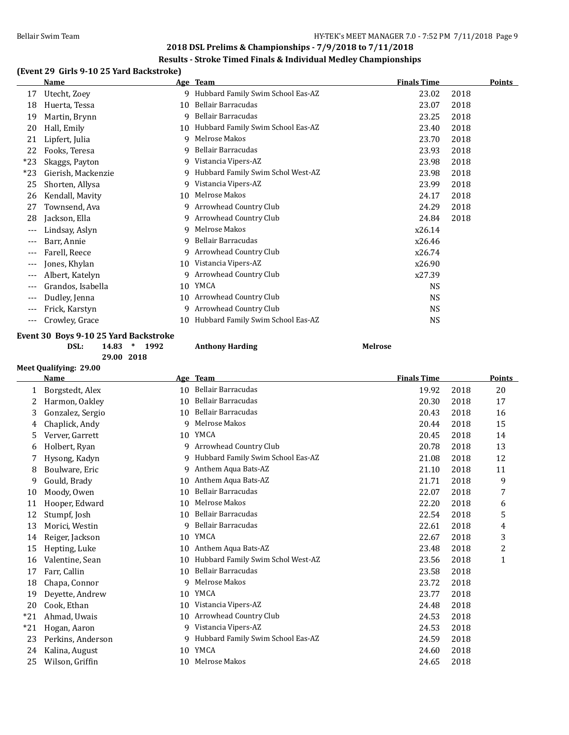**2018 DSL Prelims & Championships - 7/9/2018 to 7/11/2018**

**Results - Stroke Timed Finals & Individual Medley Championships**

### (Event 29 Girls 9-10 25 Yard Backstroke)

| | Name | Age | Team | Finals Time | | Points |
|---|---|---|---|---|---|---|
| 17 | Utecht, Zoey | 9 | Hubbard Family Swim School Eas-AZ | 23.02 | 2018 | |
| 18 | Huerta, Tessa | 10 | Bellair Barracudas | 23.07 | 2018 | |
| 19 | Martin, Brynn | 9 | Bellair Barracudas | 23.25 | 2018 | |
| 20 | Hall, Emily | 10 | Hubbard Family Swim School Eas-AZ | 23.40 | 2018 | |
| 21 | Lipfert, Julia | 9 | Melrose Makos | 23.70 | 2018 | |
| 22 | Fooks, Teresa | 9 | Bellair Barracudas | 23.93 | 2018 | |
| *23 | Skaggs, Payton | 9 | Vistancia Vipers-AZ | 23.98 | 2018 | |
| *23 | Gierish, Mackenzie | 9 | Hubbard Family Swim Schol West-AZ | 23.98 | 2018 | |
| 25 | Shorten, Allysa | 9 | Vistancia Vipers-AZ | 23.99 | 2018 | |
| 26 | Kendall, Mavity | 10 | Melrose Makos | 24.17 | 2018 | |
| 27 | Townsend, Ava | 9 | Arrowhead Country Club | 24.29 | 2018 | |
| 28 | Jackson, Ella | 9 | Arrowhead Country Club | 24.84 | 2018 | |
| --- | Lindsay, Aslyn | 9 | Melrose Makos | x26.14 | | |
| --- | Barr, Annie | 9 | Bellair Barracudas | x26.46 | | |
| --- | Farell, Reece | 9 | Arrowhead Country Club | x26.74 | | |
| --- | Jones, Khylan | 10 | Vistancia Vipers-AZ | x26.90 | | |
| --- | Albert, Katelyn | 9 | Arrowhead Country Club | x27.39 | | |
| --- | Grandos, Isabella | 10 | YMCA | NS | | |
| --- | Dudley, Jenna | 10 | Arrowhead Country Club | NS | | |
| --- | Frick, Karstyn | 9 | Arrowhead Country Club | NS | | |
| --- | Crowley, Grace | 10 | Hubbard Family Swim School Eas-AZ | NS | | |

### Event 30 Boys 9-10 25 Yard Backstroke

**DSL: 14.83 * 1992 Anthony Harding Melrose**

**29.00 2018**

**Meet Qualifying: 29.00**

| | Name | Age | Team | Finals Time | | Points |
|---|---|---|---|---|---|---|
| 1 | Borgstedt, Alex | 10 | Bellair Barracudas | 19.92 | 2018 | 20 |
| 2 | Harmon, Oakley | 10 | Bellair Barracudas | 20.30 | 2018 | 17 |
| 3 | Gonzalez, Sergio | 10 | Bellair Barracudas | 20.43 | 2018 | 16 |
| 4 | Chaplick, Andy | 9 | Melrose Makos | 20.44 | 2018 | 15 |
| 5 | Verver, Garrett | 10 | YMCA | 20.45 | 2018 | 14 |
| 6 | Holbert, Ryan | 9 | Arrowhead Country Club | 20.78 | 2018 | 13 |
| 7 | Hysong, Kadyn | 9 | Hubbard Family Swim School Eas-AZ | 21.08 | 2018 | 12 |
| 8 | Boulware, Eric | 9 | Anthem Aqua Bats-AZ | 21.10 | 2018 | 11 |
| 9 | Gould, Brady | 10 | Anthem Aqua Bats-AZ | 21.71 | 2018 | 9 |
| 10 | Moody, Owen | 10 | Bellair Barracudas | 22.07 | 2018 | 7 |
| 11 | Hooper, Edward | 10 | Melrose Makos | 22.20 | 2018 | 6 |
| 12 | Stumpf, Josh | 10 | Bellair Barracudas | 22.54 | 2018 | 5 |
| 13 | Morici, Westin | 9 | Bellair Barracudas | 22.61 | 2018 | 4 |
| 14 | Reiger, Jackson | 10 | YMCA | 22.67 | 2018 | 3 |
| 15 | Hepting, Luke | 10 | Anthem Aqua Bats-AZ | 23.48 | 2018 | 2 |
| 16 | Valentine, Sean | 10 | Hubbard Family Swim Schol West-AZ | 23.56 | 2018 | 1 |
| 17 | Farr, Callin | 10 | Bellair Barracudas | 23.58 | 2018 | |
| 18 | Chapa, Connor | 9 | Melrose Makos | 23.72 | 2018 | |
| 19 | Deyette, Andrew | 10 | YMCA | 23.77 | 2018 | |
| 20 | Cook, Ethan | 10 | Vistancia Vipers-AZ | 24.48 | 2018 | |
| *21 | Ahmad, Uwais | 10 | Arrowhead Country Club | 24.53 | 2018 | |
| *21 | Hogan, Aaron | 9 | Vistancia Vipers-AZ | 24.53 | 2018 | |
| 23 | Perkins, Anderson | 9 | Hubbard Family Swim School Eas-AZ | 24.59 | 2018 | |
| 24 | Kalina, August | 10 | YMCA | 24.60 | 2018 | |
| 25 | Wilson, Griffin | 10 | Melrose Makos | 24.65 | 2018 | |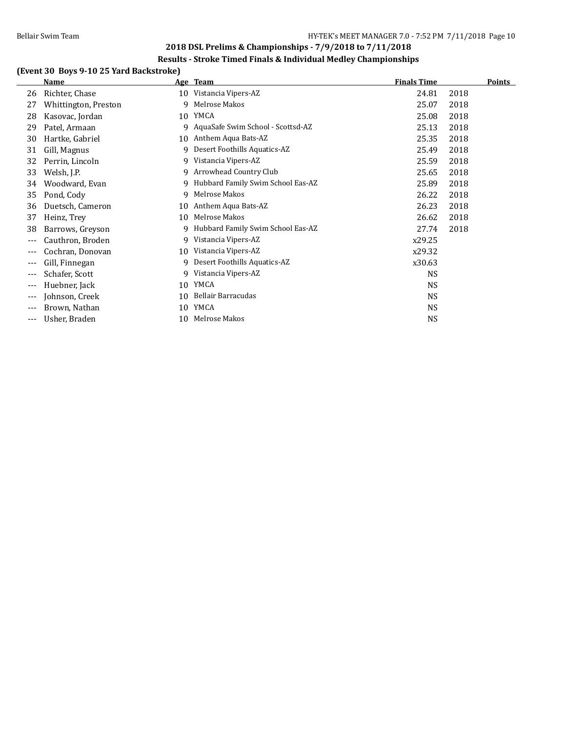## 2018 DSL Prelims & Championships - 7/9/2018 to 7/11/2018

### Results - Stroke Timed Finals & Individual Medley Championships

### (Event 30 Boys 9-10 25 Yard Backstroke)

| | Name | Age | Team | Finals Time | | Points |
|---|---|---|---|---|---|---|
| 26 | Richter, Chase | 10 | Vistancia Vipers-AZ | 24.81 | 2018 | |
| 27 | Whittington, Preston | 9 | Melrose Makos | 25.07 | 2018 | |
| 28 | Kasovac, Jordan | 10 | YMCA | 25.08 | 2018 | |
| 29 | Patel, Armaan | 9 | AquaSafe Swim School - Scottsd-AZ | 25.13 | 2018 | |
| 30 | Hartke, Gabriel | 10 | Anthem Aqua Bats-AZ | 25.35 | 2018 | |
| 31 | Gill, Magnus | 9 | Desert Foothills Aquatics-AZ | 25.49 | 2018 | |
| 32 | Perrin, Lincoln | 9 | Vistancia Vipers-AZ | 25.59 | 2018 | |
| 33 | Welsh, J.P. | 9 | Arrowhead Country Club | 25.65 | 2018 | |
| 34 | Woodward, Evan | 9 | Hubbard Family Swim School Eas-AZ | 25.89 | 2018 | |
| 35 | Pond, Cody | 9 | Melrose Makos | 26.22 | 2018 | |
| 36 | Duetsch, Cameron | 10 | Anthem Aqua Bats-AZ | 26.23 | 2018 | |
| 37 | Heinz, Trey | 10 | Melrose Makos | 26.62 | 2018 | |
| 38 | Barrows, Greyson | 9 | Hubbard Family Swim School Eas-AZ | 27.74 | 2018 | |
| --- | Cauthron, Broden | 9 | Vistancia Vipers-AZ | x29.25 | | |
| --- | Cochran, Donovan | 10 | Vistancia Vipers-AZ | x29.32 | | |
| --- | Gill, Finnegan | 9 | Desert Foothills Aquatics-AZ | x30.63 | | |
| --- | Schafer, Scott | 9 | Vistancia Vipers-AZ | NS | | |
| --- | Huebner, Jack | 10 | YMCA | NS | | |
| --- | Johnson, Creek | 10 | Bellair Barracudas | NS | | |
| --- | Brown, Nathan | 10 | YMCA | NS | | |
| --- | Usher, Braden | 10 | Melrose Makos | NS | | |